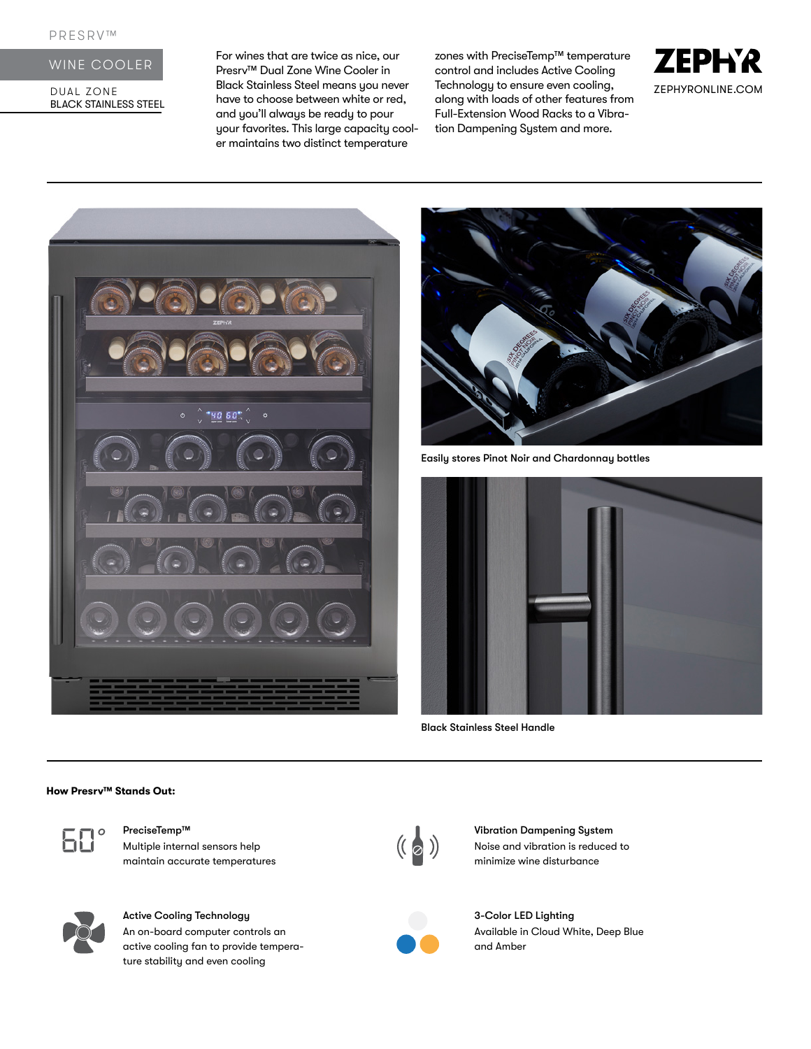PRESRV™

# WINE COOLER

DUAL ZONE
BLACK STAINLESS STEEL

For wines that are twice as nice, our Presrv™ Dual Zone Wine Cooler in Black Stainless Steel means you never have to choose between white or red, and you'll always be ready to pour your favorites. This large capacity cooler maintains two distinct temperature zones with PreciseTemp™ temperature control and includes Active Cooling Technology to ensure even cooling, along with loads of other features from Full-Extension Wood Racks to a Vibration Dampening System and more.

ZEPHYR
ZEPHYRONLINE.COM

Easily stores Pinot Noir and Chardonnay bottles

Black Stainless Steel Handle

**How Presrv™ Stands Out:**

**PreciseTemp™**
Multiple internal sensors help maintain accurate temperatures

**Vibration Dampening System**
Noise and vibration is reduced to minimize wine disturbance

**Active Cooling Technology**
An on-board computer controls an active cooling fan to provide temperature stability and even cooling

**3-Color LED Lighting**
Available in Cloud White, Deep Blue and Amber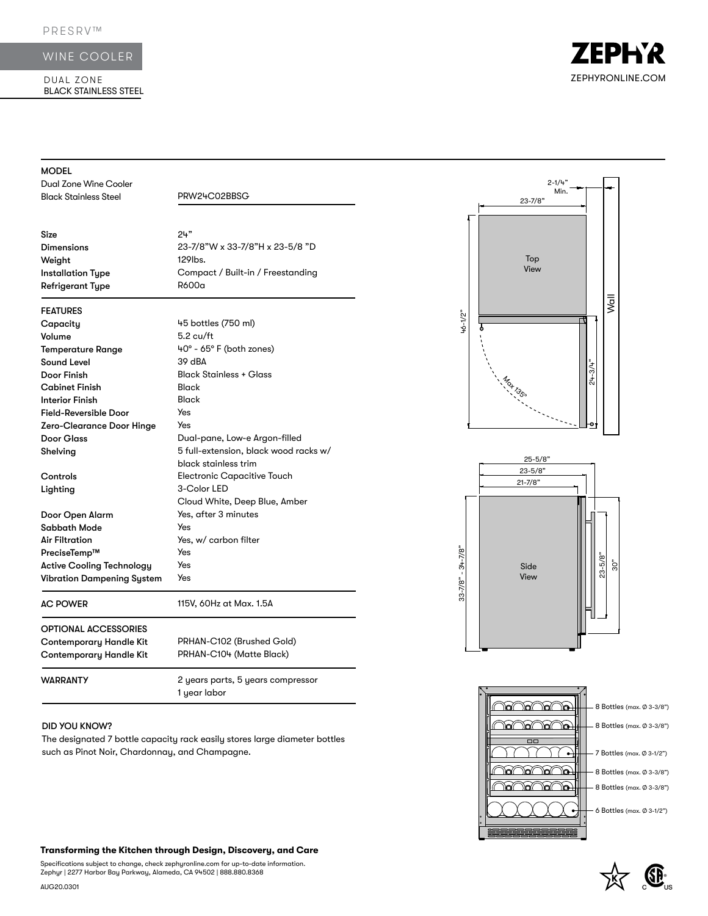PRESRV™

WINE COOLER

DUAL ZONE
BLACK STAINLESS STEEL

ZEPHYR
ZEPHYRONLINE.COM

| | |
|---|---|
| **MODEL** | |
| Dual Zone Wine Cooler | |
| Black Stainless Steel | PRW24C02BBSG |
| Size | 24" |
| Dimensions | 23-7/8"W x 33-7/8"H x 23-5/8 "D |
| Weight | 129lbs. |
| Installation Type | Compact / Built-in / Freestanding |
| Refrigerant Type | R600a |
| **FEATURES** | |
| Capacity | 45 bottles (750 ml) |
| Volume | 5.2 cu/ft |
| Temperature Range | 40° - 65° F (both zones) |
| Sound Level | 39 dBA |
| Door Finish | Black Stainless + Glass |
| Cabinet Finish | Black |
| Interior Finish | Black |
| Field-Reversible Door | Yes |
| Zero-Clearance Door Hinge | Yes |
| Door Glass | Dual-pane, Low-e Argon-filled |
| Shelving | 5 full-extension, black wood racks w/ black stainless trim |
| Controls | Electronic Capacitive Touch |
| Lighting | 3-Color LED<br>Cloud White, Deep Blue, Amber |
| Door Open Alarm | Yes, after 3 minutes |
| Sabbath Mode | Yes |
| Air Filtration | Yes, w/ carbon filter |
| PreciseTemp™ | Yes |
| Active Cooling Technology | Yes |
| Vibration Dampening System | Yes |
| **AC POWER** | 115V, 60Hz at Max. 1.5A |
| **OPTIONAL ACCESSORIES** | |
| Contemporary Handle Kit | PRHAN-C102 (Brushed Gold) |
| Contemporary Handle Kit | PRHAN-C104 (Matte Black) |
| **WARRANTY** | 2 years parts, 5 years compressor<br>1 year labor |

**DID YOU KNOW?**

The designated 7 bottle capacity rack easily stores large diameter bottles such as Pinot Noir, Chardonnay, and Champagne.

2-1/4" Min.
23-7/8"
Top View
Wall
46-1/2"
Max 135°
24-3/4"

25-5/8"
23-5/8"
21-7/8"
33-7/8" - 34-7/8"
Side View
23-5/8"
30"

8 Bottles (max. Ø 3-3/8")
8 Bottles (max. Ø 3-3/8")
7 Bottles (max. Ø 3-1/2")
8 Bottles (max. Ø 3-3/8")
8 Bottles (max. Ø 3-3/8")
6 Bottles (max. Ø 3-1/2")

**Transforming the Kitchen through Design, Discovery, and Care**

Specifications subject to change, check zephyronline.com for up-to-date information.
Zephyr | 2277 Harbor Bay Parkway, Alameda, CA 94502 | 888.880.8368

AUG20.0301